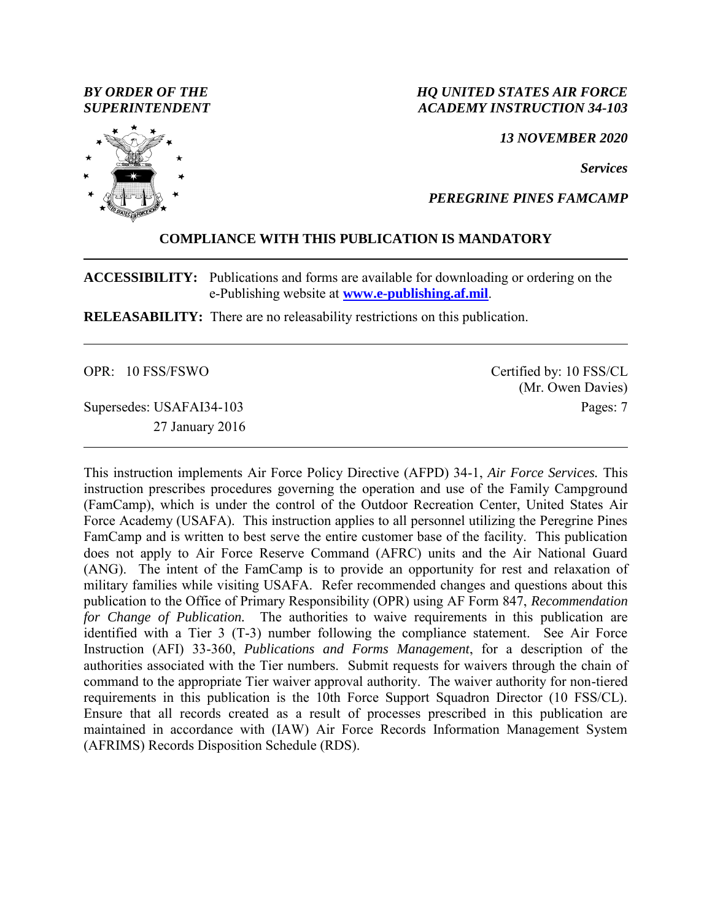*BY ORDER OF THE SUPERINTENDENT*

*HQ UNITED STATES AIR FORCE ACADEMY INSTRUCTION 34-103*

*13 NOVEMBER 2020*

*Services*

*PEREGRINE PINES FAMCAMP*

**COMPLIANCE WITH THIS PUBLICATION IS MANDATORY**

---

**ACCESSIBILITY:** Publications and forms are available for downloading or ordering on the e-Publishing website at **www.e-publishing.af.mil**.

**RELEASABILITY:** There are no releasability restrictions on this publication.

---

OPR: 10 FSS/FSWO

Certified by: 10 FSS/CL (Mr. Owen Davies)

Supersedes: USAFAI34-103, 27 January 2016

Pages: 7

---

This instruction implements Air Force Policy Directive (AFPD) 34-1, *Air Force Services.* This instruction prescribes procedures governing the operation and use of the Family Campground (FamCamp), which is under the control of the Outdoor Recreation Center, United States Air Force Academy (USAFA). This instruction applies to all personnel utilizing the Peregrine Pines FamCamp and is written to best serve the entire customer base of the facility. This publication does not apply to Air Force Reserve Command (AFRC) units and the Air National Guard (ANG). The intent of the FamCamp is to provide an opportunity for rest and relaxation of military families while visiting USAFA. Refer recommended changes and questions about this publication to the Office of Primary Responsibility (OPR) using AF Form 847, *Recommendation for Change of Publication.* The authorities to waive requirements in this publication are identified with a Tier 3 (T-3) number following the compliance statement. See Air Force Instruction (AFI) 33-360, *Publications and Forms Management*, for a description of the authorities associated with the Tier numbers. Submit requests for waivers through the chain of command to the appropriate Tier waiver approval authority. The waiver authority for non-tiered requirements in this publication is the 10th Force Support Squadron Director (10 FSS/CL). Ensure that all records created as a result of processes prescribed in this publication are maintained in accordance with (IAW) Air Force Records Information Management System (AFRIMS) Records Disposition Schedule (RDS).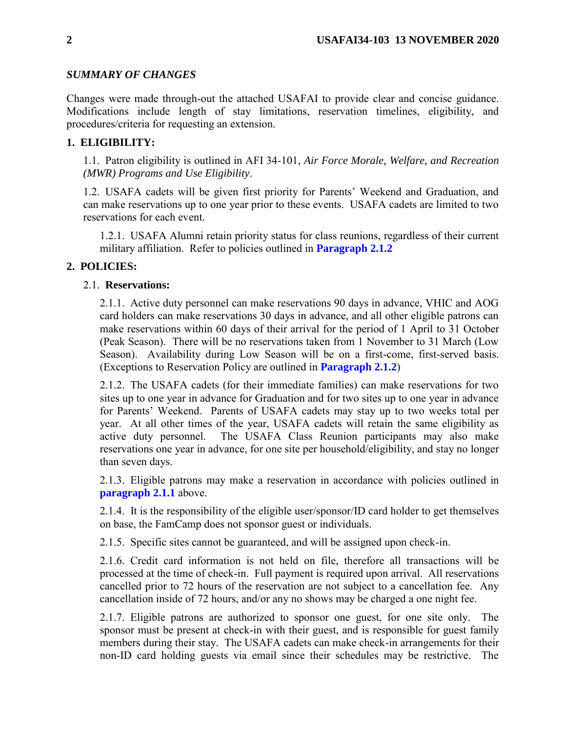*SUMMARY OF CHANGES*

Changes were made through-out the attached USAFAI to provide clear and concise guidance. Modifications include length of stay limitations, reservation timelines, eligibility, and procedures/criteria for requesting an extension.

## 1. ELIGIBILITY:

1.1. Patron eligibility is outlined in AFI 34-101, *Air Force Morale, Welfare, and Recreation (MWR) Programs and Use Eligibility*.

1.2. USAFA cadets will be given first priority for Parents' Weekend and Graduation, and can make reservations up to one year prior to these events. USAFA cadets are limited to two reservations for each event.

1.2.1. USAFA Alumni retain priority status for class reunions, regardless of their current military affiliation. Refer to policies outlined in **Paragraph 2.1.2**

## 2. POLICIES:

2.1. **Reservations:**

2.1.1. Active duty personnel can make reservations 90 days in advance, VHIC and AOG card holders can make reservations 30 days in advance, and all other eligible patrons can make reservations within 60 days of their arrival for the period of 1 April to 31 October (Peak Season). There will be no reservations taken from 1 November to 31 March (Low Season). Availability during Low Season will be on a first-come, first-served basis. (Exceptions to Reservation Policy are outlined in **Paragraph 2.1.2**)

2.1.2. The USAFA cadets (for their immediate families) can make reservations for two sites up to one year in advance for Graduation and for two sites up to one year in advance for Parents' Weekend. Parents of USAFA cadets may stay up to two weeks total per year. At all other times of the year, USAFA cadets will retain the same eligibility as active duty personnel. The USAFA Class Reunion participants may also make reservations one year in advance, for one site per household/eligibility, and stay no longer than seven days.

2.1.3. Eligible patrons may make a reservation in accordance with policies outlined in **paragraph 2.1.1** above.

2.1.4. It is the responsibility of the eligible user/sponsor/ID card holder to get themselves on base, the FamCamp does not sponsor guest or individuals.

2.1.5. Specific sites cannot be guaranteed, and will be assigned upon check-in.

2.1.6. Credit card information is not held on file, therefore all transactions will be processed at the time of check-in. Full payment is required upon arrival. All reservations cancelled prior to 72 hours of the reservation are not subject to a cancellation fee. Any cancellation inside of 72 hours, and/or any no shows may be charged a one night fee.

2.1.7. Eligible patrons are authorized to sponsor one guest, for one site only. The sponsor must be present at check-in with their guest, and is responsible for guest family members during their stay. The USAFA cadets can make check-in arrangements for their non-ID card holding guests via email since their schedules may be restrictive. The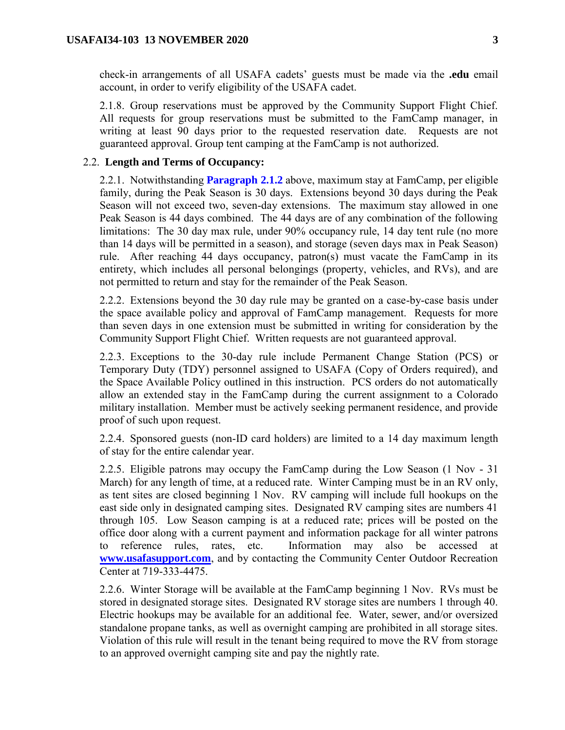check-in arrangements of all USAFA cadets' guests must be made via the **.edu** email account, in order to verify eligibility of the USAFA cadet.

2.1.8. Group reservations must be approved by the Community Support Flight Chief. All requests for group reservations must be submitted to the FamCamp manager, in writing at least 90 days prior to the requested reservation date. Requests are not guaranteed approval. Group tent camping at the FamCamp is not authorized.

2.2. **Length and Terms of Occupancy:**

2.2.1. Notwithstanding **Paragraph 2.1.2** above, maximum stay at FamCamp, per eligible family, during the Peak Season is 30 days. Extensions beyond 30 days during the Peak Season will not exceed two, seven-day extensions. The maximum stay allowed in one Peak Season is 44 days combined. The 44 days are of any combination of the following limitations: The 30 day max rule, under 90% occupancy rule, 14 day tent rule (no more than 14 days will be permitted in a season), and storage (seven days max in Peak Season) rule. After reaching 44 days occupancy, patron(s) must vacate the FamCamp in its entirety, which includes all personal belongings (property, vehicles, and RVs), and are not permitted to return and stay for the remainder of the Peak Season.

2.2.2. Extensions beyond the 30 day rule may be granted on a case-by-case basis under the space available policy and approval of FamCamp management. Requests for more than seven days in one extension must be submitted in writing for consideration by the Community Support Flight Chief. Written requests are not guaranteed approval.

2.2.3. Exceptions to the 30-day rule include Permanent Change Station (PCS) or Temporary Duty (TDY) personnel assigned to USAFA (Copy of Orders required), and the Space Available Policy outlined in this instruction. PCS orders do not automatically allow an extended stay in the FamCamp during the current assignment to a Colorado military installation. Member must be actively seeking permanent residence, and provide proof of such upon request.

2.2.4. Sponsored guests (non-ID card holders) are limited to a 14 day maximum length of stay for the entire calendar year.

2.2.5. Eligible patrons may occupy the FamCamp during the Low Season (1 Nov - 31 March) for any length of time, at a reduced rate. Winter Camping must be in an RV only, as tent sites are closed beginning 1 Nov. RV camping will include full hookups on the east side only in designated camping sites. Designated RV camping sites are numbers 41 through 105. Low Season camping is at a reduced rate; prices will be posted on the office door along with a current payment and information package for all winter patrons to reference rules, rates, etc. Information may also be accessed at **www.usafasupport.com**, and by contacting the Community Center Outdoor Recreation Center at 719-333-4475.

2.2.6. Winter Storage will be available at the FamCamp beginning 1 Nov. RVs must be stored in designated storage sites. Designated RV storage sites are numbers 1 through 40. Electric hookups may be available for an additional fee. Water, sewer, and/or oversized standalone propane tanks, as well as overnight camping are prohibited in all storage sites. Violation of this rule will result in the tenant being required to move the RV from storage to an approved overnight camping site and pay the nightly rate.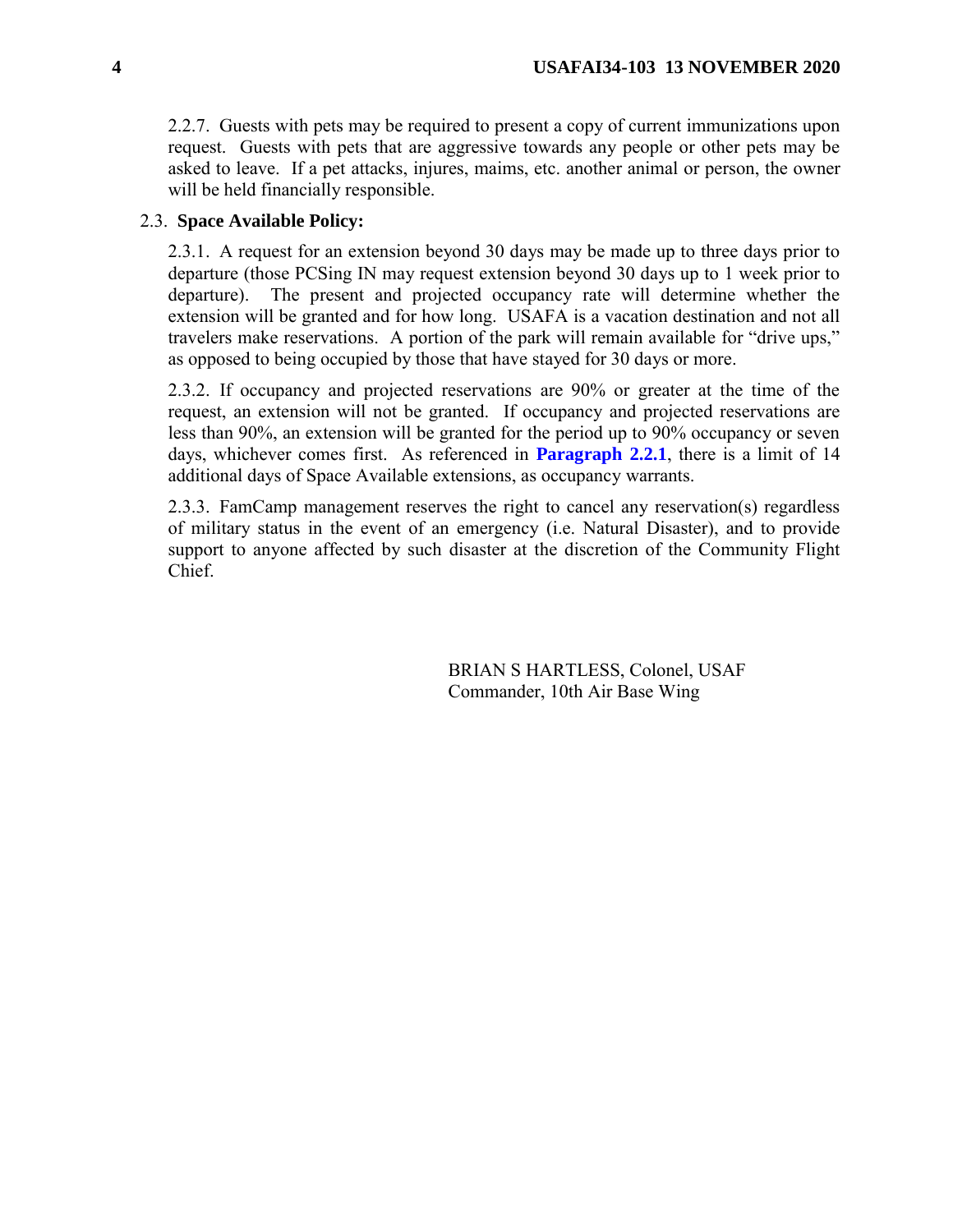2.2.7. Guests with pets may be required to present a copy of current immunizations upon request. Guests with pets that are aggressive towards any people or other pets may be asked to leave. If a pet attacks, injures, maims, etc. another animal or person, the owner will be held financially responsible.

2.3. **Space Available Policy:**

2.3.1. A request for an extension beyond 30 days may be made up to three days prior to departure (those PCSing IN may request extension beyond 30 days up to 1 week prior to departure). The present and projected occupancy rate will determine whether the extension will be granted and for how long. USAFA is a vacation destination and not all travelers make reservations. A portion of the park will remain available for "drive ups," as opposed to being occupied by those that have stayed for 30 days or more.

2.3.2. If occupancy and projected reservations are 90% or greater at the time of the request, an extension will not be granted. If occupancy and projected reservations are less than 90%, an extension will be granted for the period up to 90% occupancy or seven days, whichever comes first. As referenced in **Paragraph 2.2.1**, there is a limit of 14 additional days of Space Available extensions, as occupancy warrants.

2.3.3. FamCamp management reserves the right to cancel any reservation(s) regardless of military status in the event of an emergency (i.e. Natural Disaster), and to provide support to anyone affected by such disaster at the discretion of the Community Flight Chief.

BRIAN S HARTLESS, Colonel, USAF
Commander, 10th Air Base Wing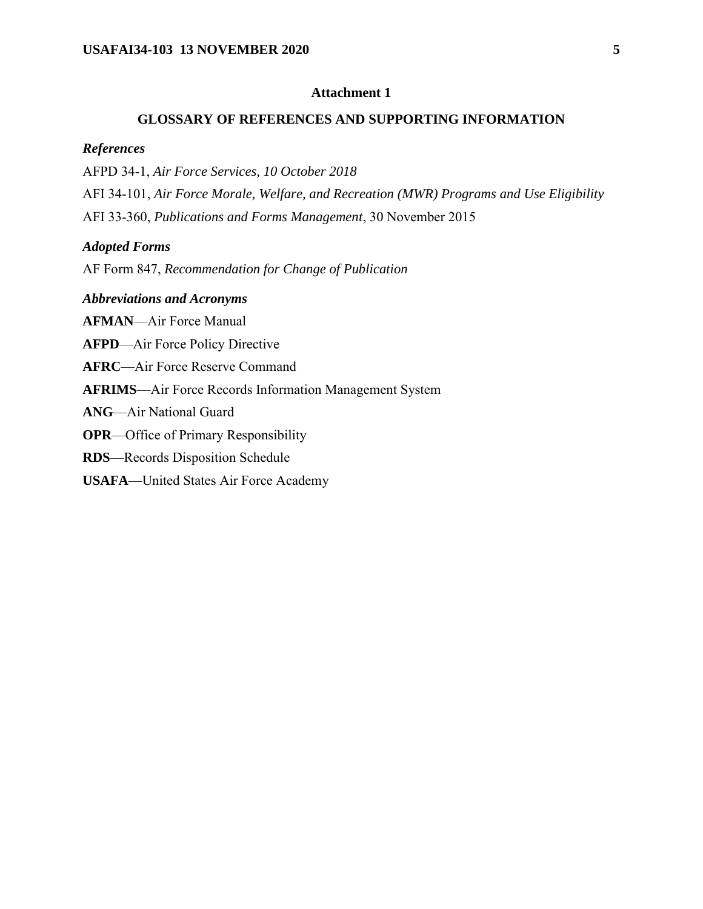## Attachment 1

## GLOSSARY OF REFERENCES AND SUPPORTING INFORMATION

### *References*

AFPD 34-1, *Air Force Services, 10 October 2018*

AFI 34-101, *Air Force Morale, Welfare, and Recreation (MWR) Programs and Use Eligibility*

AFI 33-360, *Publications and Forms Management*, 30 November 2015

### *Adopted Forms*

AF Form 847, *Recommendation for Change of Publication*

### *Abbreviations and Acronyms*

**AFMAN**—Air Force Manual

**AFPD**—Air Force Policy Directive

**AFRC**—Air Force Reserve Command

**AFRIMS**—Air Force Records Information Management System

**ANG**—Air National Guard

**OPR**—Office of Primary Responsibility

**RDS**—Records Disposition Schedule

**USAFA**—United States Air Force Academy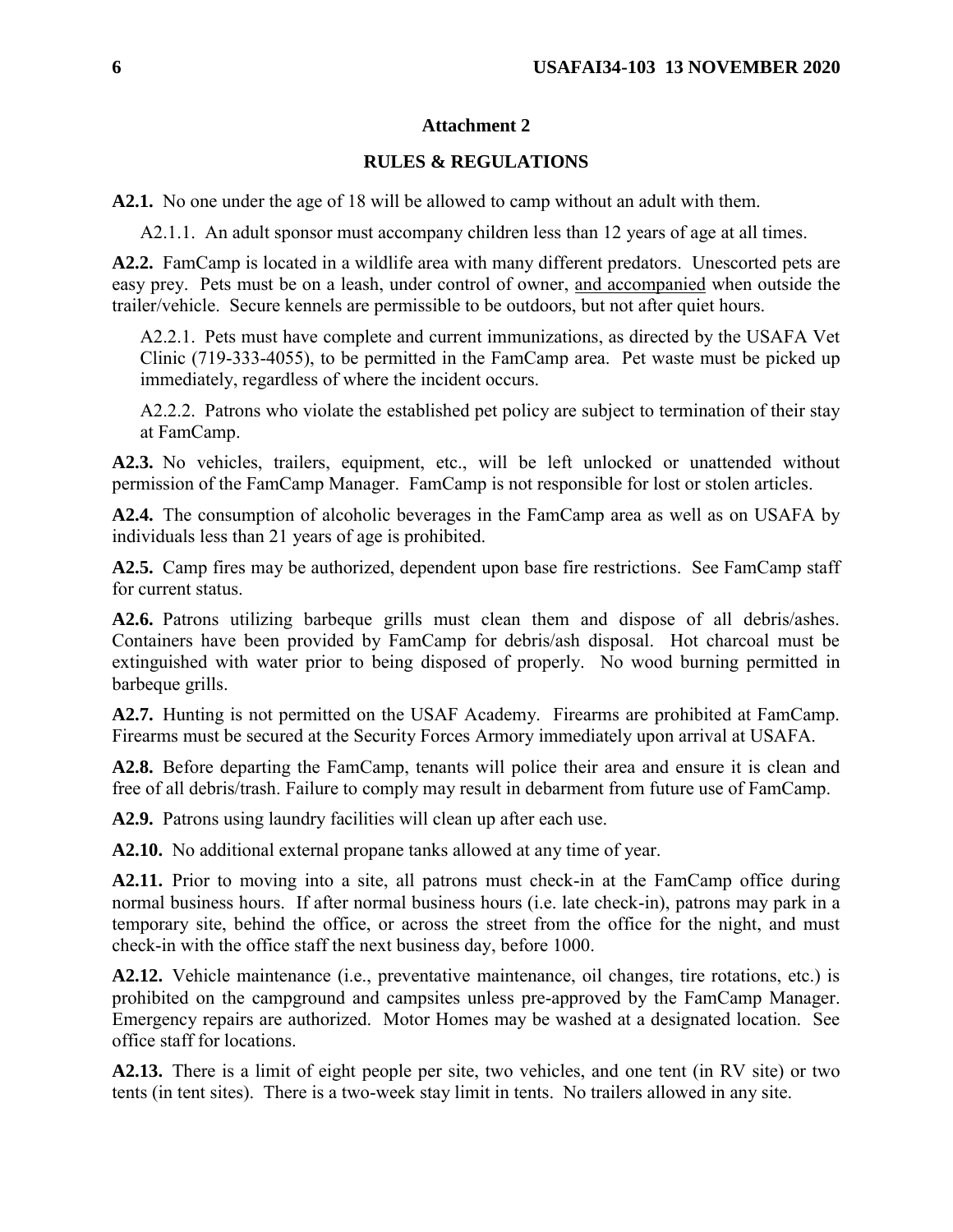## Attachment 2

## RULES & REGULATIONS

**A2.1.** No one under the age of 18 will be allowed to camp without an adult with them.

A2.1.1. An adult sponsor must accompany children less than 12 years of age at all times.

**A2.2.** FamCamp is located in a wildlife area with many different predators. Unescorted pets are easy prey. Pets must be on a leash, under control of owner, <u>and accompanied</u> when outside the trailer/vehicle. Secure kennels are permissible to be outdoors, but not after quiet hours.

A2.2.1. Pets must have complete and current immunizations, as directed by the USAFA Vet Clinic (719-333-4055), to be permitted in the FamCamp area. Pet waste must be picked up immediately, regardless of where the incident occurs.

A2.2.2. Patrons who violate the established pet policy are subject to termination of their stay at FamCamp.

**A2.3.** No vehicles, trailers, equipment, etc., will be left unlocked or unattended without permission of the FamCamp Manager. FamCamp is not responsible for lost or stolen articles.

**A2.4.** The consumption of alcoholic beverages in the FamCamp area as well as on USAFA by individuals less than 21 years of age is prohibited.

**A2.5.** Camp fires may be authorized, dependent upon base fire restrictions. See FamCamp staff for current status.

**A2.6.** Patrons utilizing barbeque grills must clean them and dispose of all debris/ashes. Containers have been provided by FamCamp for debris/ash disposal. Hot charcoal must be extinguished with water prior to being disposed of properly. No wood burning permitted in barbeque grills.

**A2.7.** Hunting is not permitted on the USAF Academy. Firearms are prohibited at FamCamp. Firearms must be secured at the Security Forces Armory immediately upon arrival at USAFA.

**A2.8.** Before departing the FamCamp, tenants will police their area and ensure it is clean and free of all debris/trash. Failure to comply may result in debarment from future use of FamCamp.

**A2.9.** Patrons using laundry facilities will clean up after each use.

**A2.10.** No additional external propane tanks allowed at any time of year.

**A2.11.** Prior to moving into a site, all patrons must check-in at the FamCamp office during normal business hours. If after normal business hours (i.e. late check-in), patrons may park in a temporary site, behind the office, or across the street from the office for the night, and must check-in with the office staff the next business day, before 1000.

**A2.12.** Vehicle maintenance (i.e., preventative maintenance, oil changes, tire rotations, etc.) is prohibited on the campground and campsites unless pre-approved by the FamCamp Manager. Emergency repairs are authorized. Motor Homes may be washed at a designated location. See office staff for locations.

**A2.13.** There is a limit of eight people per site, two vehicles, and one tent (in RV site) or two tents (in tent sites). There is a two-week stay limit in tents. No trailers allowed in any site.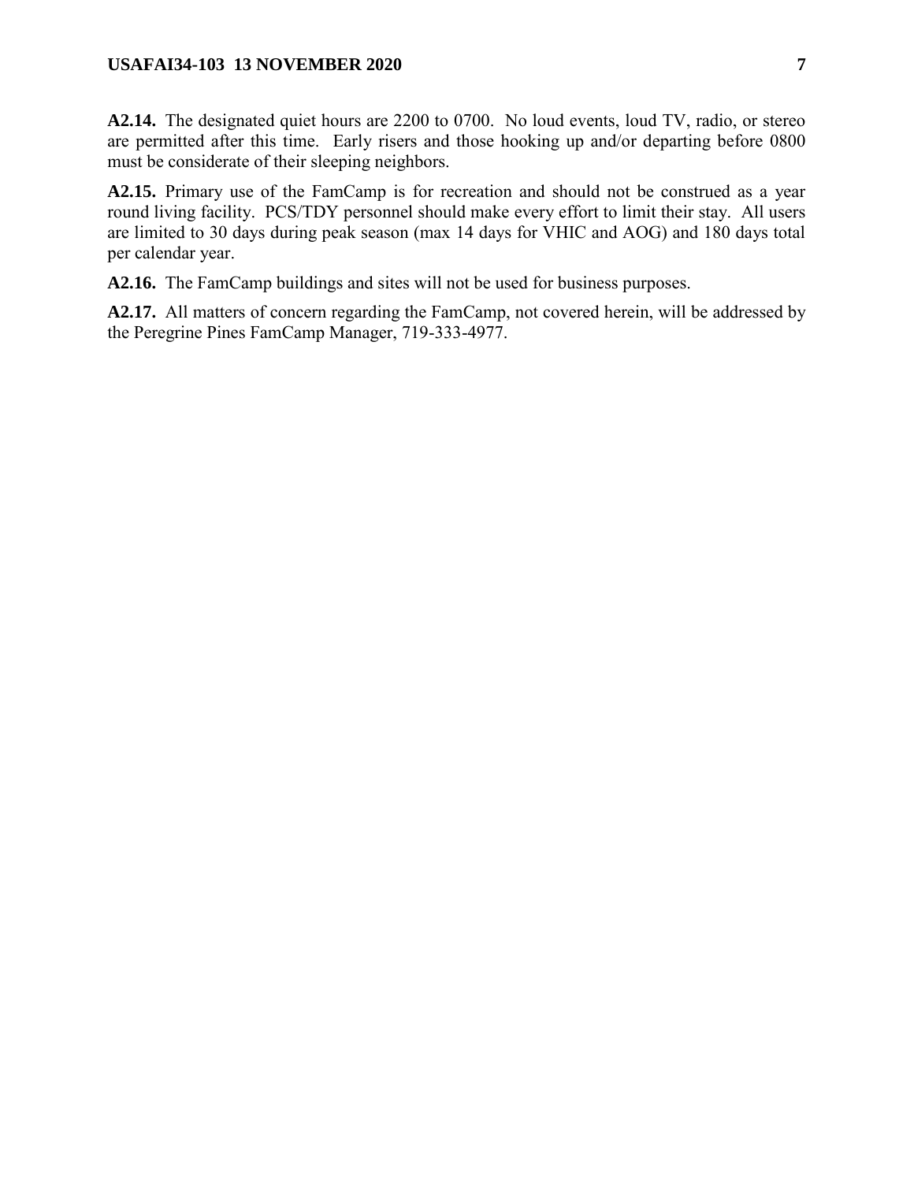**A2.14.** The designated quiet hours are 2200 to 0700. No loud events, loud TV, radio, or stereo are permitted after this time. Early risers and those hooking up and/or departing before 0800 must be considerate of their sleeping neighbors.

**A2.15.** Primary use of the FamCamp is for recreation and should not be construed as a year round living facility. PCS/TDY personnel should make every effort to limit their stay. All users are limited to 30 days during peak season (max 14 days for VHIC and AOG) and 180 days total per calendar year.

**A2.16.** The FamCamp buildings and sites will not be used for business purposes.

**A2.17.** All matters of concern regarding the FamCamp, not covered herein, will be addressed by the Peregrine Pines FamCamp Manager, 719-333-4977.